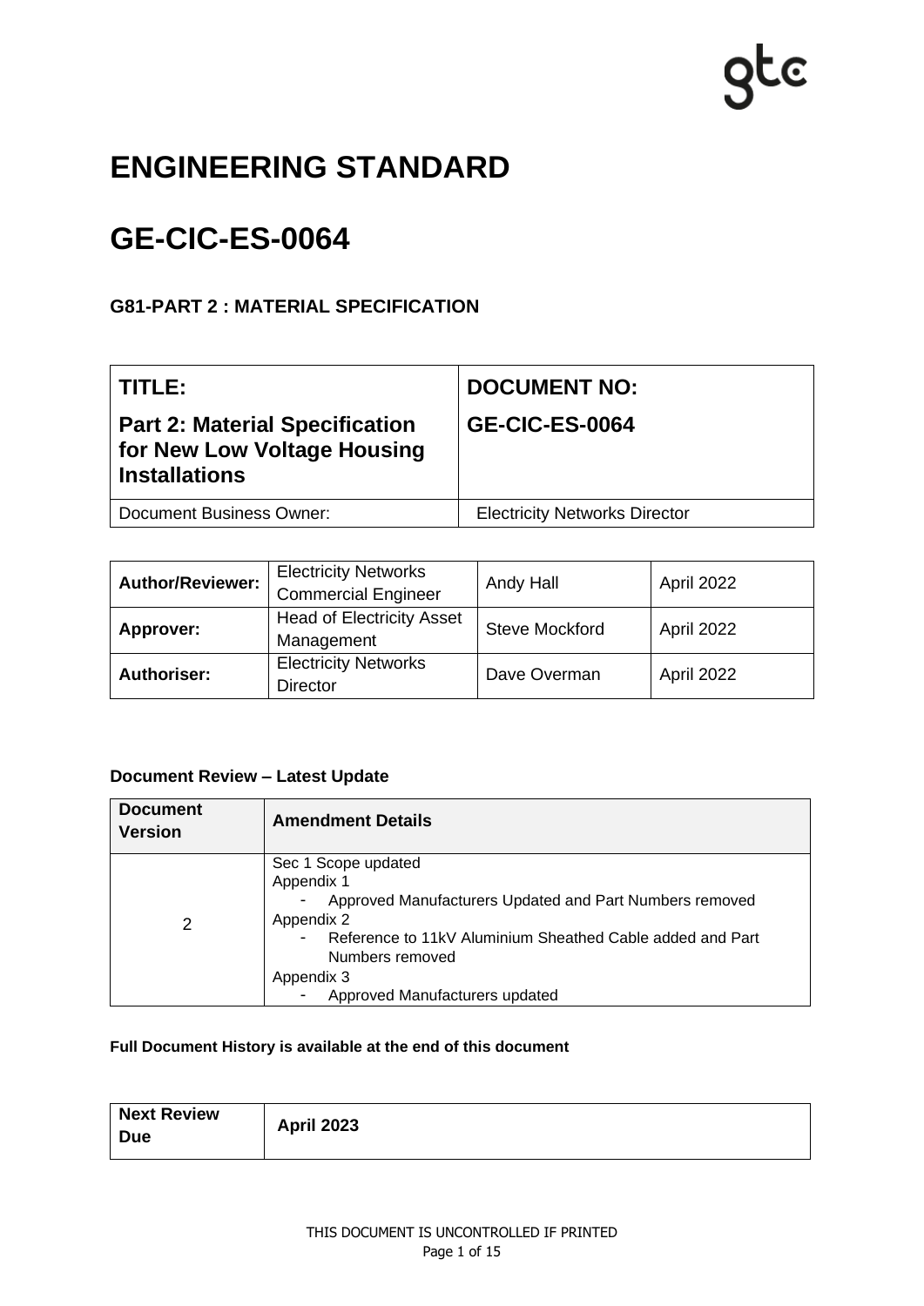# ENGINEERING STANDARD

# GE-CIC-ES-0064

### G81-PART 2 : MATERIAL SPECIFICATION

| **TITLE:**<br>**Part 2: Material Specification for New Low Voltage Housing Installations** | **DOCUMENT NO:**<br>**GE-CIC-ES-0064** |
|---|---|
| Document Business Owner: | Electricity Networks Director |

| | | | |
|---|---|---|---|
| **Author/Reviewer:** | Electricity Networks Commercial Engineer | Andy Hall | April 2022 |
| **Approver:** | Head of Electricity Asset Management | Steve Mockford | April 2022 |
| **Authoriser:** | Electricity Networks Director | Dave Overman | April 2022 |

**Document Review – Latest Update**

| **Document Version** | **Amendment Details** |
|---|---|
| 2 | Sec 1 Scope updated<br>Appendix 1<br>- Approved Manufacturers Updated and Part Numbers removed<br>Appendix 2<br>- Reference to 11kV Aluminium Sheathed Cable added and Part Numbers removed<br>Appendix 3<br>- Approved Manufacturers updated |

**Full Document History is available at the end of this document**

| **Next Review Due** | **April 2023** |
|---|---|

THIS DOCUMENT IS UNCONTROLLED IF PRINTED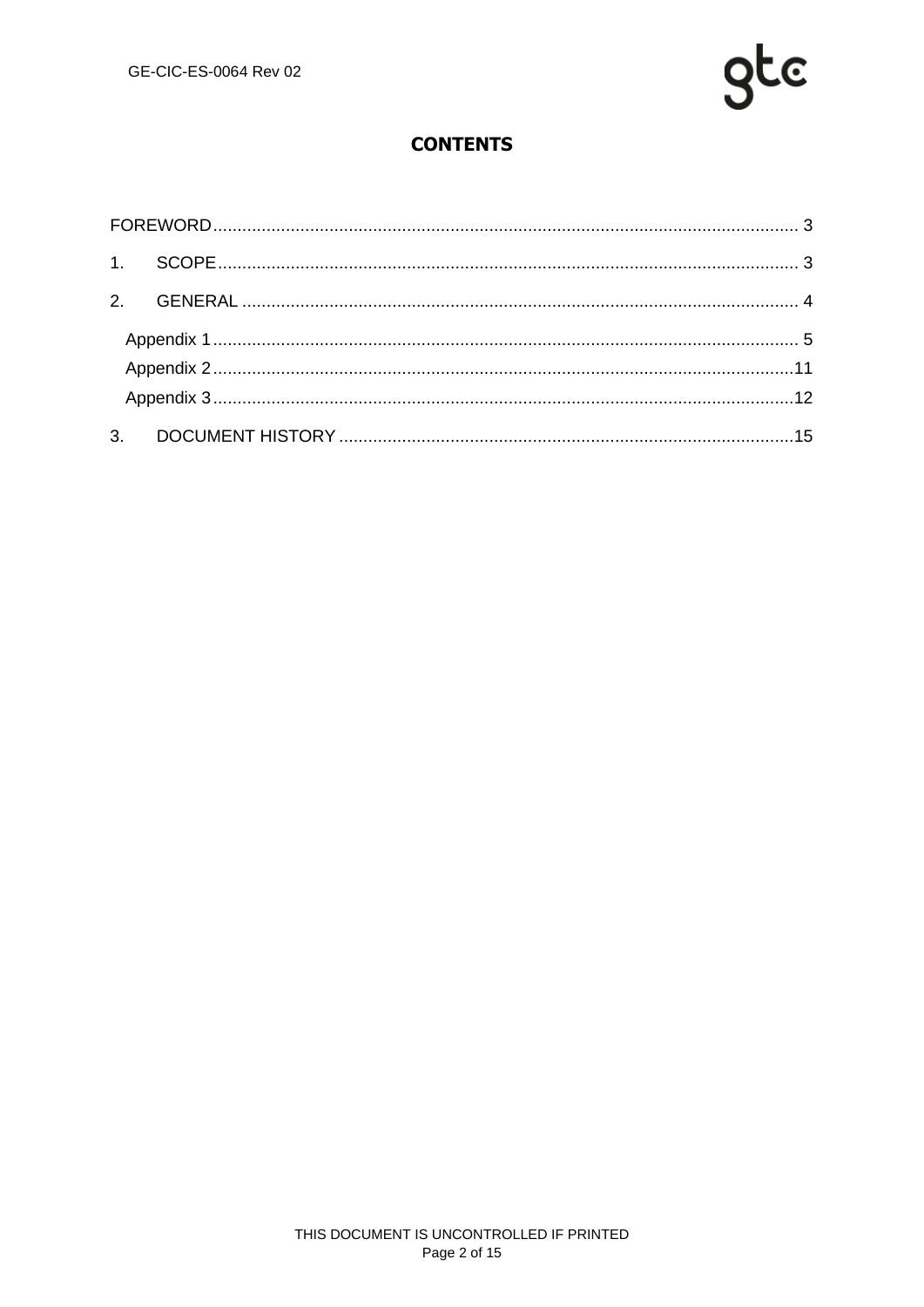# CONTENTS

FOREWORD ........................................................................................................................ 3

1. SCOPE ........................................................................................................................ 3

2. GENERAL ..................................................................................................................... 4

- Appendix 1 ........................................................................................................................ 5
- Appendix 2 ........................................................................................................................ 11
- Appendix 3 ........................................................................................................................ 12

3. DOCUMENT HISTORY .............................................................................................. 15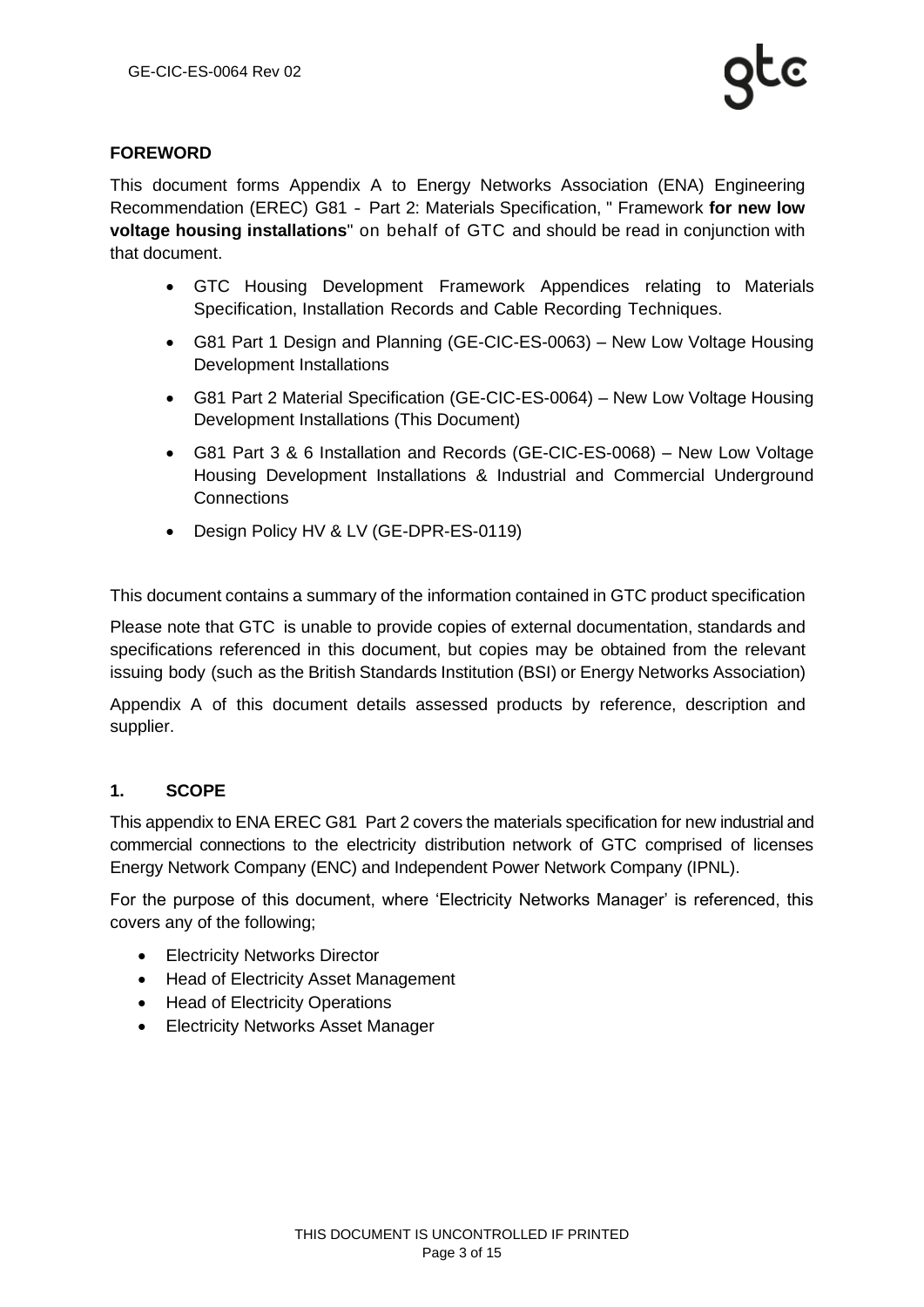## FOREWORD

This document forms Appendix A to Energy Networks Association (ENA) Engineering Recommendation (EREC) G81 - Part 2: Materials Specification, " Framework **for new low voltage housing installations**" on behalf of GTC and should be read in conjunction with that document.

- GTC Housing Development Framework Appendices relating to Materials Specification, Installation Records and Cable Recording Techniques.
- G81 Part 1 Design and Planning (GE-CIC-ES-0063) – New Low Voltage Housing Development Installations
- G81 Part 2 Material Specification (GE-CIC-ES-0064) – New Low Voltage Housing Development Installations (This Document)
- G81 Part 3 & 6 Installation and Records (GE-CIC-ES-0068) – New Low Voltage Housing Development Installations & Industrial and Commercial Underground Connections
- Design Policy HV & LV (GE-DPR-ES-0119)

This document contains a summary of the information contained in GTC product specification

Please note that GTC is unable to provide copies of external documentation, standards and specifications referenced in this document, but copies may be obtained from the relevant issuing body (such as the British Standards Institution (BSI) or Energy Networks Association)

Appendix A of this document details assessed products by reference, description and supplier.

## 1. SCOPE

This appendix to ENA EREC G81 Part 2 covers the materials specification for new industrial and commercial connections to the electricity distribution network of GTC comprised of licenses Energy Network Company (ENC) and Independent Power Network Company (IPNL).

For the purpose of this document, where 'Electricity Networks Manager' is referenced, this covers any of the following;

- Electricity Networks Director
- Head of Electricity Asset Management
- Head of Electricity Operations
- Electricity Networks Asset Manager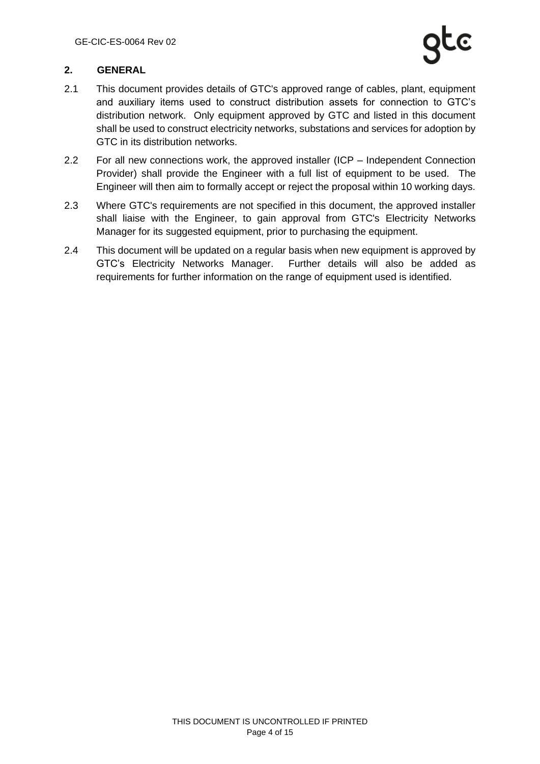## 2. GENERAL

2.1 This document provides details of GTC's approved range of cables, plant, equipment and auxiliary items used to construct distribution assets for connection to GTC's distribution network. Only equipment approved by GTC and listed in this document shall be used to construct electricity networks, substations and services for adoption by GTC in its distribution networks.

2.2 For all new connections work, the approved installer (ICP – Independent Connection Provider) shall provide the Engineer with a full list of equipment to be used. The Engineer will then aim to formally accept or reject the proposal within 10 working days.

2.3 Where GTC's requirements are not specified in this document, the approved installer shall liaise with the Engineer, to gain approval from GTC's Electricity Networks Manager for its suggested equipment, prior to purchasing the equipment.

2.4 This document will be updated on a regular basis when new equipment is approved by GTC's Electricity Networks Manager. Further details will also be added as requirements for further information on the range of equipment used is identified.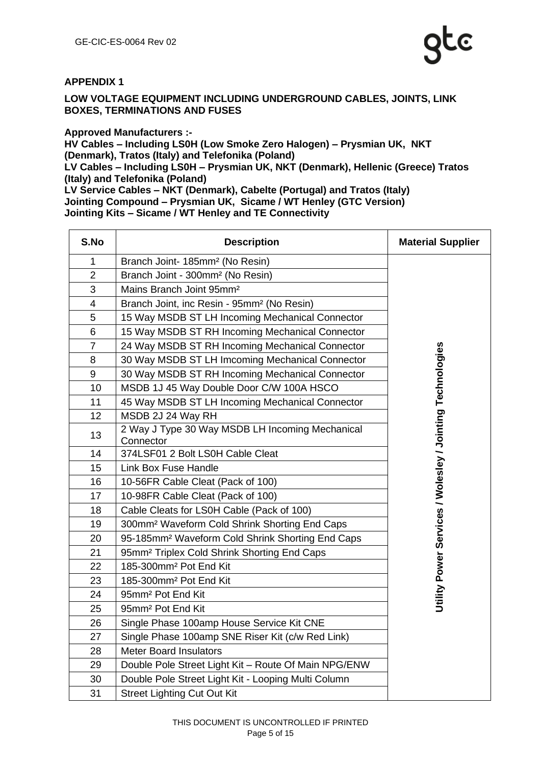## APPENDIX 1

## LOW VOLTAGE EQUIPMENT INCLUDING UNDERGROUND CABLES, JOINTS, LINK BOXES, TERMINATIONS AND FUSES

**Approved Manufacturers :-**
**HV Cables – Including LS0H (Low Smoke Zero Halogen) – Prysmian UK, NKT (Denmark), Tratos (Italy) and Telefonika (Poland)**
**LV Cables – Including LS0H – Prysmian UK, NKT (Denmark), Hellenic (Greece) Tratos (Italy) and Telefonika (Poland)**
**LV Service Cables – NKT (Denmark), Cabelte (Portugal) and Tratos (Italy)**
**Jointing Compound – Prysmian UK, Sicame / WT Henley (GTC Version)**
**Jointing Kits – Sicame / WT Henley and TE Connectivity**

| S.No | Description | Material Supplier |
|---|---|---|
| 1 | Branch Joint- 185mm² (No Resin) | Utility Power Services / Wolesley / Jointing Technologies |
| 2 | Branch Joint - 300mm² (No Resin) | |
| 3 | Mains Branch Joint 95mm² | |
| 4 | Branch Joint, inc Resin - 95mm² (No Resin) | |
| 5 | 15 Way MSDB ST LH Incoming Mechanical Connector | |
| 6 | 15 Way MSDB ST RH Incoming Mechanical Connector | |
| 7 | 24 Way MSDB ST RH Incoming Mechanical Connector | |
| 8 | 30 Way MSDB ST LH Imcoming Mechanical Connector | |
| 9 | 30 Way MSDB ST RH Incoming Mechanical Connector | |
| 10 | MSDB 1J 45 Way Double Door C/W 100A HSCO | |
| 11 | 45 Way MSDB ST LH Incoming Mechanical Connector | |
| 12 | MSDB 2J 24 Way RH | |
| 13 | 2 Way J Type 30 Way MSDB LH Incoming Mechanical Connector | |
| 14 | 374LSF01 2 Bolt LS0H Cable Cleat | |
| 15 | Link Box Fuse Handle | |
| 16 | 10-56FR Cable Cleat (Pack of 100) | |
| 17 | 10-98FR Cable Cleat (Pack of 100) | |
| 18 | Cable Cleats for LS0H Cable (Pack of 100) | |
| 19 | 300mm² Waveform Cold Shrink Shorting End Caps | |
| 20 | 95-185mm² Waveform Cold Shrink Shorting End Caps | |
| 21 | 95mm² Triplex Cold Shrink Shorting End Caps | |
| 22 | 185-300mm² Pot End Kit | |
| 23 | 185-300mm² Pot End Kit | |
| 24 | 95mm² Pot End Kit | |
| 25 | 95mm² Pot End Kit | |
| 26 | Single Phase 100amp House Service Kit CNE | |
| 27 | Single Phase 100amp SNE Riser Kit (c/w Red Link) | |
| 28 | Meter Board Insulators | |
| 29 | Double Pole Street Light Kit – Route Of Main NPG/ENW | |
| 30 | Double Pole Street Light Kit - Looping Multi Column | |
| 31 | Street Lighting Cut Out Kit | |

THIS DOCUMENT IS UNCONTROLLED IF PRINTED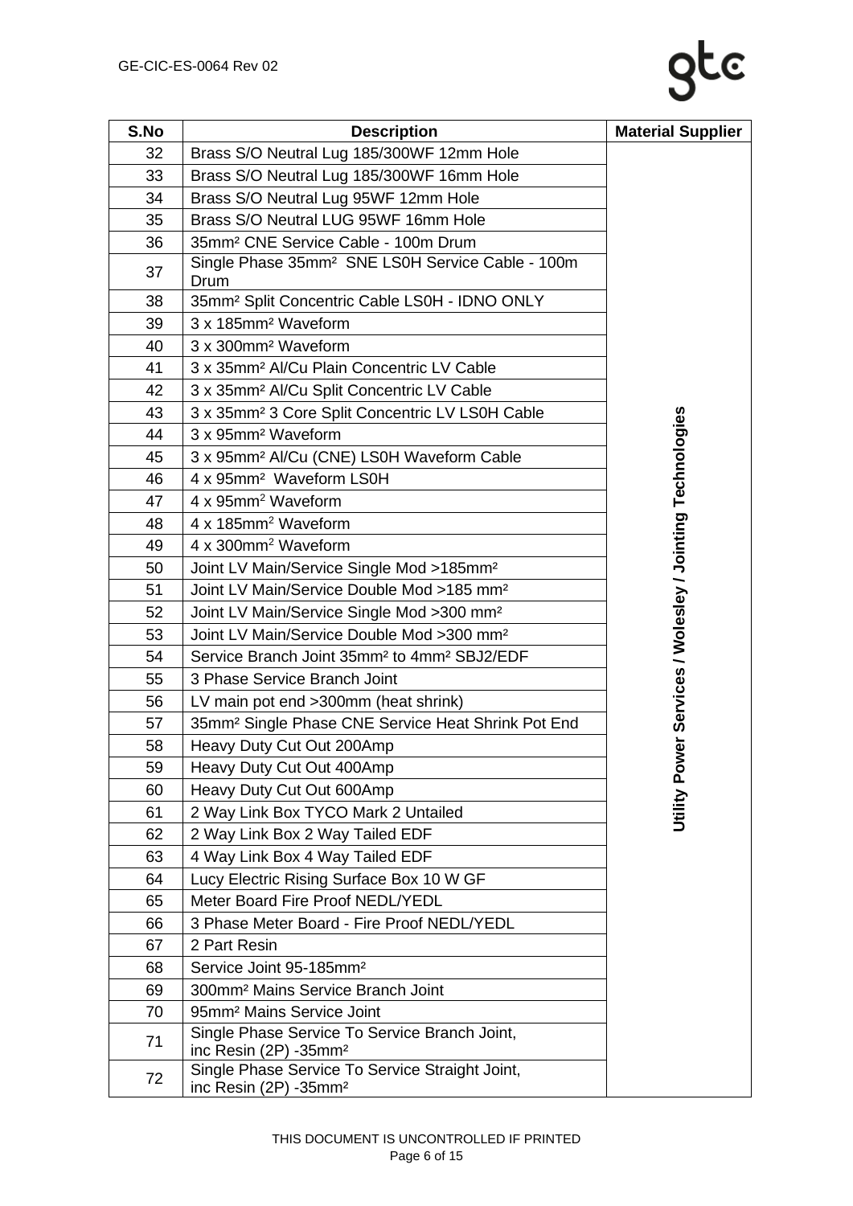| S.No | Description | Material Supplier |
|---|---|---|
| 32 | Brass S/O Neutral Lug 185/300WF 12mm Hole | Utility Power Services / Wolesley / Jointing Technologies |
| 33 | Brass S/O Neutral Lug 185/300WF 16mm Hole | |
| 34 | Brass S/O Neutral Lug 95WF 12mm Hole | |
| 35 | Brass S/O Neutral LUG 95WF 16mm Hole | |
| 36 | 35mm² CNE Service Cable - 100m Drum | |
| 37 | Single Phase 35mm² SNE LS0H Service Cable - 100m Drum | |
| 38 | 35mm² Split Concentric Cable LS0H - IDNO ONLY | |
| 39 | 3 x 185mm² Waveform | |
| 40 | 3 x 300mm² Waveform | |
| 41 | 3 x 35mm² Al/Cu Plain Concentric LV Cable | |
| 42 | 3 x 35mm² Al/Cu Split Concentric LV Cable | |
| 43 | 3 x 35mm² 3 Core Split Concentric LV LS0H Cable | |
| 44 | 3 x 95mm² Waveform | |
| 45 | 3 x 95mm² Al/Cu (CNE) LS0H Waveform Cable | |
| 46 | 4 x 95mm² Waveform LS0H | |
| 47 | 4 x 95mm² Waveform | |
| 48 | 4 x 185mm² Waveform | |
| 49 | 4 x 300mm² Waveform | |
| 50 | Joint LV Main/Service Single Mod >185mm² | |
| 51 | Joint LV Main/Service Double Mod >185 mm² | |
| 52 | Joint LV Main/Service Single Mod >300 mm² | |
| 53 | Joint LV Main/Service Double Mod >300 mm² | |
| 54 | Service Branch Joint 35mm² to 4mm² SBJ2/EDF | |
| 55 | 3 Phase Service Branch Joint | |
| 56 | LV main pot end >300mm (heat shrink) | |
| 57 | 35mm² Single Phase CNE Service Heat Shrink Pot End | |
| 58 | Heavy Duty Cut Out 200Amp | |
| 59 | Heavy Duty Cut Out 400Amp | |
| 60 | Heavy Duty Cut Out 600Amp | |
| 61 | 2 Way Link Box TYCO Mark 2 Untailed | |
| 62 | 2 Way Link Box 2 Way Tailed EDF | |
| 63 | 4 Way Link Box 4 Way Tailed EDF | |
| 64 | Lucy Electric Rising Surface Box 10 W GF | |
| 65 | Meter Board Fire Proof NEDL/YEDL | |
| 66 | 3 Phase Meter Board - Fire Proof NEDL/YEDL | |
| 67 | 2 Part Resin | |
| 68 | Service Joint 95-185mm² | |
| 69 | 300mm² Mains Service Branch Joint | |
| 70 | 95mm² Mains Service Joint | |
| 71 | Single Phase Service To Service Branch Joint, inc Resin (2P) -35mm² | |
| 72 | Single Phase Service To Service Straight Joint, inc Resin (2P) -35mm² | |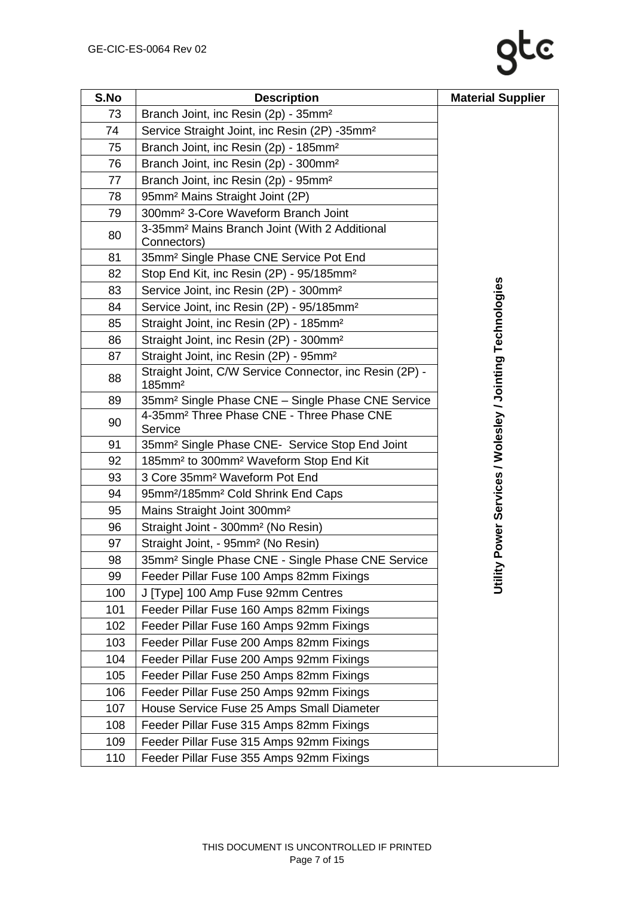| S.No | Description | Material Supplier |
|---|---|---|
| 73 | Branch Joint, inc Resin (2p) - 35mm² | Utility Power Services / Wolesley / Jointing Technologies |
| 74 | Service Straight Joint, inc Resin (2P) -35mm² | |
| 75 | Branch Joint, inc Resin (2p) - 185mm² | |
| 76 | Branch Joint, inc Resin (2p) - 300mm² | |
| 77 | Branch Joint, inc Resin (2p) - 95mm² | |
| 78 | 95mm² Mains Straight Joint (2P) | |
| 79 | 300mm² 3-Core Waveform Branch Joint | |
| 80 | 3-35mm² Mains Branch Joint (With 2 Additional Connectors) | |
| 81 | 35mm² Single Phase CNE Service Pot End | |
| 82 | Stop End Kit, inc Resin (2P) - 95/185mm² | |
| 83 | Service Joint, inc Resin (2P) - 300mm² | |
| 84 | Service Joint, inc Resin (2P) - 95/185mm² | |
| 85 | Straight Joint, inc Resin (2P) - 185mm² | |
| 86 | Straight Joint, inc Resin (2P) - 300mm² | |
| 87 | Straight Joint, inc Resin (2P) - 95mm² | |
| 88 | Straight Joint, C/W Service Connector, inc Resin (2P) - 185mm² | |
| 89 | 35mm² Single Phase CNE – Single Phase CNE Service | |
| 90 | 4-35mm² Three Phase CNE - Three Phase CNE Service | |
| 91 | 35mm² Single Phase CNE- Service Stop End Joint | |
| 92 | 185mm² to 300mm² Waveform Stop End Kit | |
| 93 | 3 Core 35mm² Waveform Pot End | |
| 94 | 95mm²/185mm² Cold Shrink End Caps | |
| 95 | Mains Straight Joint 300mm² | |
| 96 | Straight Joint - 300mm² (No Resin) | |
| 97 | Straight Joint, - 95mm² (No Resin) | |
| 98 | 35mm² Single Phase CNE - Single Phase CNE Service | |
| 99 | Feeder Pillar Fuse 100 Amps 82mm Fixings | |
| 100 | J [Type] 100 Amp Fuse 92mm Centres | |
| 101 | Feeder Pillar Fuse 160 Amps 82mm Fixings | |
| 102 | Feeder Pillar Fuse 160 Amps 92mm Fixings | |
| 103 | Feeder Pillar Fuse 200 Amps 82mm Fixings | |
| 104 | Feeder Pillar Fuse 200 Amps 92mm Fixings | |
| 105 | Feeder Pillar Fuse 250 Amps 82mm Fixings | |
| 106 | Feeder Pillar Fuse 250 Amps 92mm Fixings | |
| 107 | House Service Fuse 25 Amps Small Diameter | |
| 108 | Feeder Pillar Fuse 315 Amps 82mm Fixings | |
| 109 | Feeder Pillar Fuse 315 Amps 92mm Fixings | |
| 110 | Feeder Pillar Fuse 355 Amps 92mm Fixings | |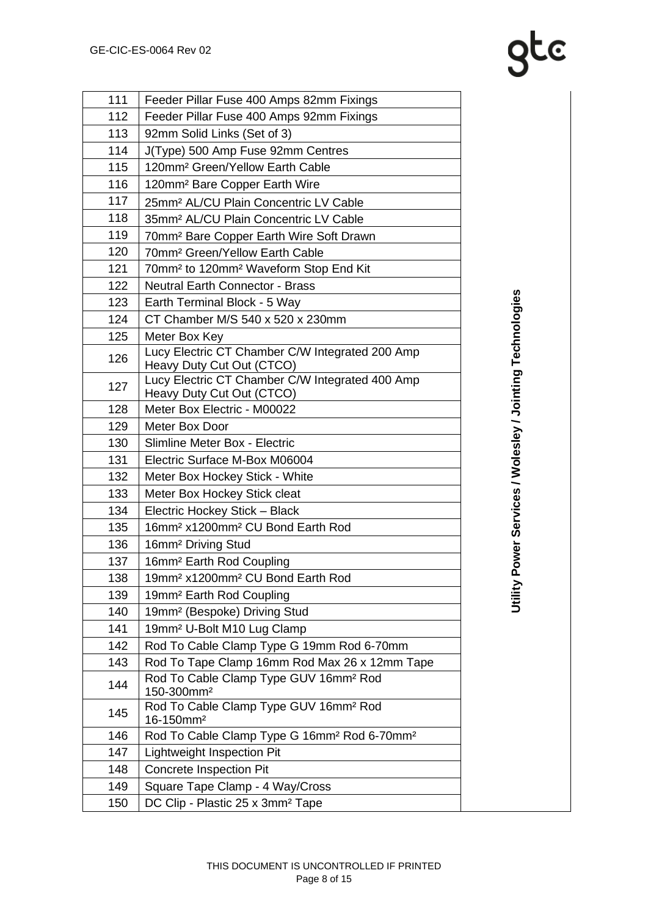| | | |
|---|---|---|
| 111 | Feeder Pillar Fuse 400 Amps 82mm Fixings | Utility Power Services / Wolesley / Jointing Technologies |
| 112 | Feeder Pillar Fuse 400 Amps 92mm Fixings | |
| 113 | 92mm Solid Links (Set of 3) | |
| 114 | J(Type) 500 Amp Fuse 92mm Centres | |
| 115 | 120$mm^2$ Green/Yellow Earth Cable | |
| 116 | 120$mm^2$ Bare Copper Earth Wire | |
| 117 | 25$mm^2$ AL/CU Plain Concentric LV Cable | |
| 118 | 35$mm^2$ AL/CU Plain Concentric LV Cable | |
| 119 | 70$mm^2$ Bare Copper Earth Wire Soft Drawn | |
| 120 | 70$mm^2$ Green/Yellow Earth Cable | |
| 121 | 70$mm^2$ to 120$mm^2$ Waveform Stop End Kit | |
| 122 | Neutral Earth Connector - Brass | |
| 123 | Earth Terminal Block - 5 Way | |
| 124 | CT Chamber M/S 540 x 520 x 230mm | |
| 125 | Meter Box Key | |
| 126 | Lucy Electric CT Chamber C/W Integrated 200 Amp Heavy Duty Cut Out (CTCO) | |
| 127 | Lucy Electric CT Chamber C/W Integrated 400 Amp Heavy Duty Cut Out (CTCO) | |
| 128 | Meter Box Electric - M00022 | |
| 129 | Meter Box Door | |
| 130 | Slimline Meter Box - Electric | |
| 131 | Electric Surface M-Box M06004 | |
| 132 | Meter Box Hockey Stick - White | |
| 133 | Meter Box Hockey Stick cleat | |
| 134 | Electric Hockey Stick – Black | |
| 135 | 16$mm^2$ x1200$mm^2$ CU Bond Earth Rod | |
| 136 | 16$mm^2$ Driving Stud | |
| 137 | 16$mm^2$ Earth Rod Coupling | |
| 138 | 19$mm^2$ x1200$mm^2$ CU Bond Earth Rod | |
| 139 | 19$mm^2$ Earth Rod Coupling | |
| 140 | 19$mm^2$ (Bespoke) Driving Stud | |
| 141 | 19$mm^2$ U-Bolt M10 Lug Clamp | |
| 142 | Rod To Cable Clamp Type G 19mm Rod 6-70mm | |
| 143 | Rod To Tape Clamp 16mm Rod Max 26 x 12mm Tape | |
| 144 | Rod To Cable Clamp Type GUV 16$mm^2$ Rod 150-300$mm^2$ | |
| 145 | Rod To Cable Clamp Type GUV 16$mm^2$ Rod 16-150$mm^2$ | |
| 146 | Rod To Cable Clamp Type G 16$mm^2$ Rod 6-70$mm^2$ | |
| 147 | Lightweight Inspection Pit | |
| 148 | Concrete Inspection Pit | |
| 149 | Square Tape Clamp - 4 Way/Cross | |
| 150 | DC Clip - Plastic 25 x 3$mm^2$ Tape | |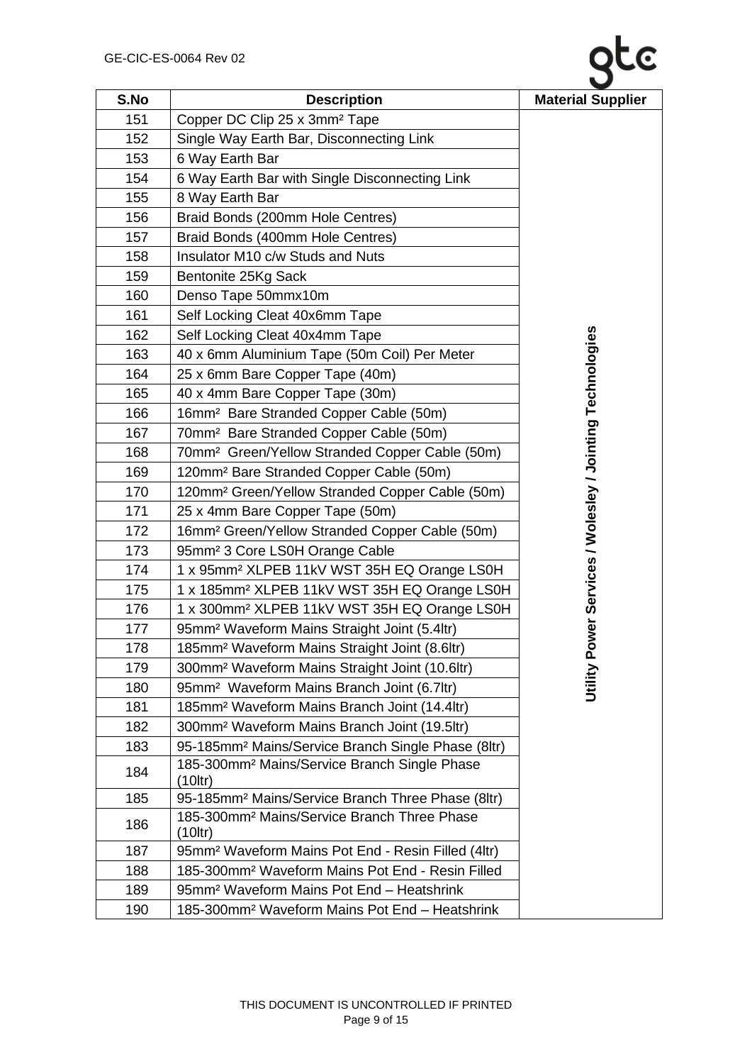| S.No | Description | Material Supplier |
|---|---|---|
| 151 | Copper DC Clip 25 x 3mm² Tape | Utility Power Services / Wolesley / Jointing Technologies |
| 152 | Single Way Earth Bar, Disconnecting Link | |
| 153 | 6 Way Earth Bar | |
| 154 | 6 Way Earth Bar with Single Disconnecting Link | |
| 155 | 8 Way Earth Bar | |
| 156 | Braid Bonds (200mm Hole Centres) | |
| 157 | Braid Bonds (400mm Hole Centres) | |
| 158 | Insulator M10 c/w Studs and Nuts | |
| 159 | Bentonite 25Kg Sack | |
| 160 | Denso Tape 50mmx10m | |
| 161 | Self Locking Cleat 40x6mm Tape | |
| 162 | Self Locking Cleat 40x4mm Tape | |
| 163 | 40 x 6mm Aluminium Tape (50m Coil) Per Meter | |
| 164 | 25 x 6mm Bare Copper Tape (40m) | |
| 165 | 40 x 4mm Bare Copper Tape (30m) | |
| 166 | 16mm² Bare Stranded Copper Cable (50m) | |
| 167 | 70mm² Bare Stranded Copper Cable (50m) | |
| 168 | 70mm² Green/Yellow Stranded Copper Cable (50m) | |
| 169 | 120mm² Bare Stranded Copper Cable (50m) | |
| 170 | 120mm² Green/Yellow Stranded Copper Cable (50m) | |
| 171 | 25 x 4mm Bare Copper Tape (50m) | |
| 172 | 16mm² Green/Yellow Stranded Copper Cable (50m) | |
| 173 | 95mm² 3 Core LS0H Orange Cable | |
| 174 | 1 x 95mm² XLPEB 11kV WST 35H EQ Orange LS0H | |
| 175 | 1 x 185mm² XLPEB 11kV WST 35H EQ Orange LS0H | |
| 176 | 1 x 300mm² XLPEB 11kV WST 35H EQ Orange LS0H | |
| 177 | 95mm² Waveform Mains Straight Joint (5.4ltr) | |
| 178 | 185mm² Waveform Mains Straight Joint (8.6ltr) | |
| 179 | 300mm² Waveform Mains Straight Joint (10.6ltr) | |
| 180 | 95mm² Waveform Mains Branch Joint (6.7ltr) | |
| 181 | 185mm² Waveform Mains Branch Joint (14.4ltr) | |
| 182 | 300mm² Waveform Mains Branch Joint (19.5ltr) | |
| 183 | 95-185mm² Mains/Service Branch Single Phase (8ltr) | |
| 184 | 185-300mm² Mains/Service Branch Single Phase (10ltr) | |
| 185 | 95-185mm² Mains/Service Branch Three Phase (8ltr) | |
| 186 | 185-300mm² Mains/Service Branch Three Phase (10ltr) | |
| 187 | 95mm² Waveform Mains Pot End - Resin Filled (4ltr) | |
| 188 | 185-300mm² Waveform Mains Pot End - Resin Filled | |
| 189 | 95mm² Waveform Mains Pot End – Heatshrink | |
| 190 | 185-300mm² Waveform Mains Pot End – Heatshrink | |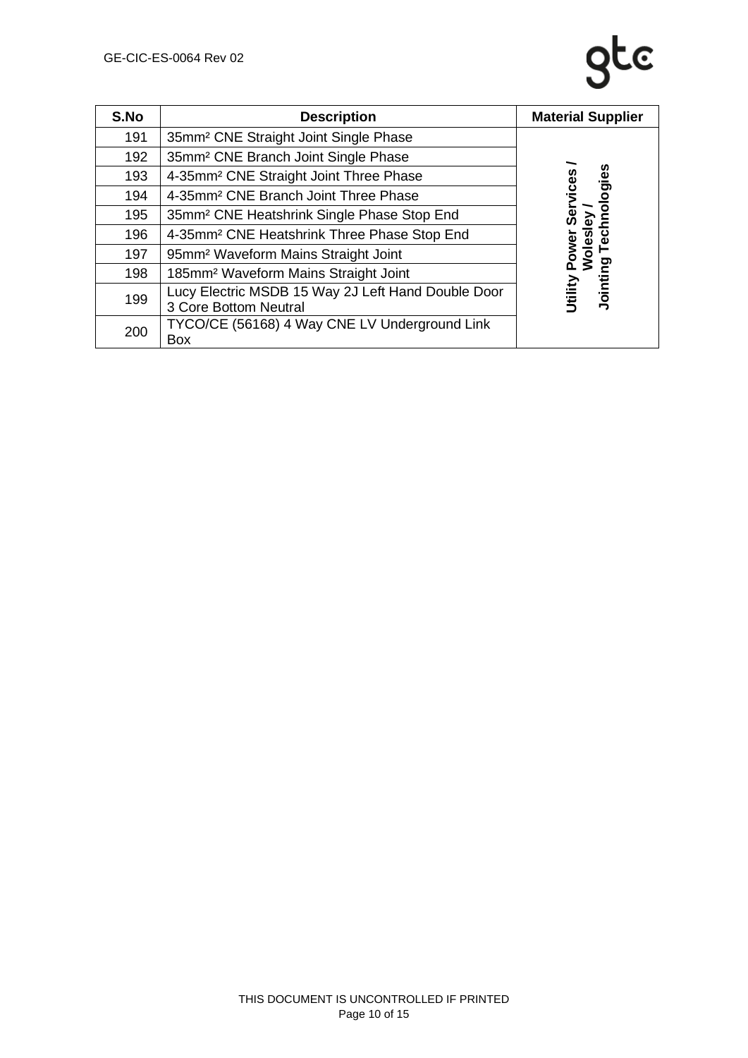| S.No | Description | Material Supplier |
|---|---|---|
| 191 | 35mm² CNE Straight Joint Single Phase | Utility Power Services / Wolesley / Jointing Technologies |
| 192 | 35mm² CNE Branch Joint Single Phase | |
| 193 | 4-35mm² CNE Straight Joint Three Phase | |
| 194 | 4-35mm² CNE Branch Joint Three Phase | |
| 195 | 35mm² CNE Heatshrink Single Phase Stop End | |
| 196 | 4-35mm² CNE Heatshrink Three Phase Stop End | |
| 197 | 95mm² Waveform Mains Straight Joint | |
| 198 | 185mm² Waveform Mains Straight Joint | |
| 199 | Lucy Electric MSDB 15 Way 2J Left Hand Double Door 3 Core Bottom Neutral | |
| 200 | TYCO/CE (56168) 4 Way CNE LV Underground Link Box | |

THIS DOCUMENT IS UNCONTROLLED IF PRINTED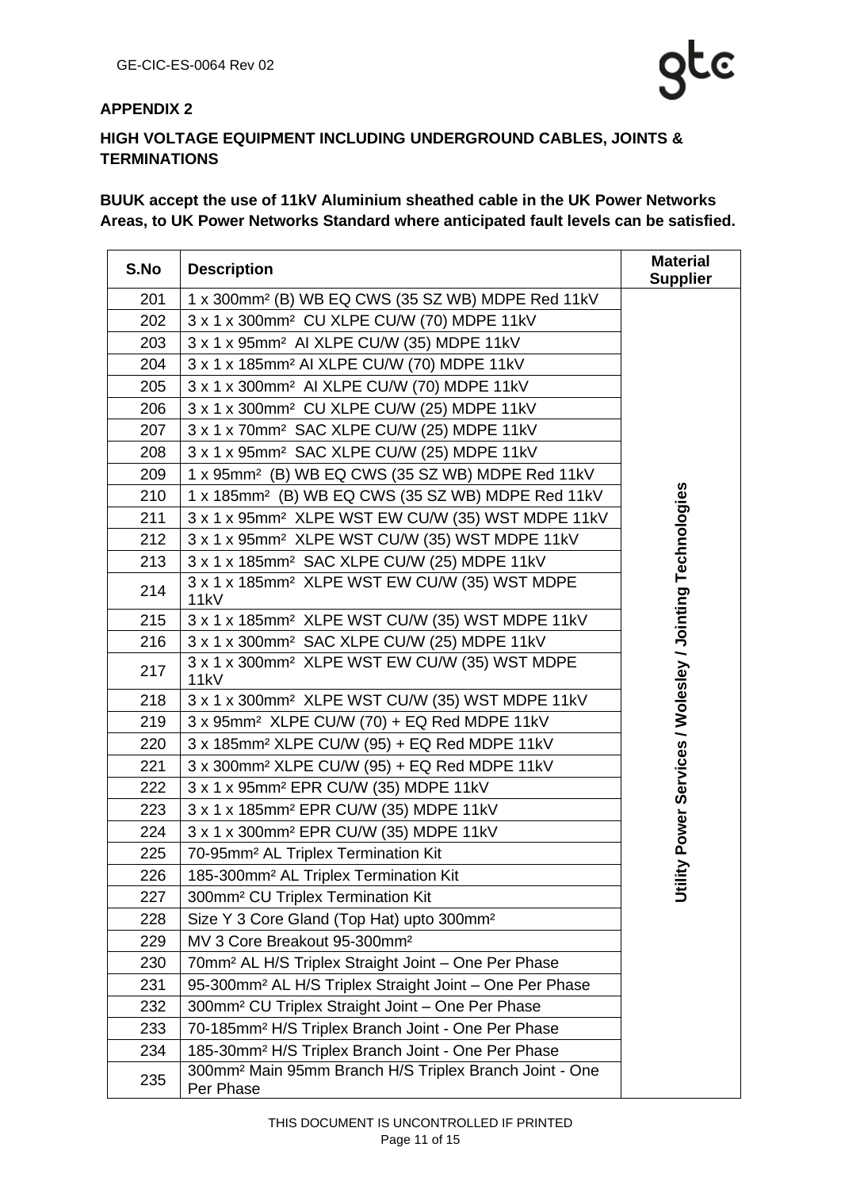## APPENDIX 2

## HIGH VOLTAGE EQUIPMENT INCLUDING UNDERGROUND CABLES, JOINTS & TERMINATIONS

**BUUK accept the use of 11kV Aluminium sheathed cable in the UK Power Networks Areas, to UK Power Networks Standard where anticipated fault levels can be satisfied.**

| S.No | Description | Material Supplier |
|---|---|---|
| 201 | 1 x 300mm² (B) WB EQ CWS (35 SZ WB) MDPE Red 11kV | Utility Power Services / Wolesley / Jointing Technologies |
| 202 | 3 x 1 x 300mm² CU XLPE CU/W (70) MDPE 11kV | |
| 203 | 3 x 1 x 95mm² Al XLPE CU/W (35) MDPE 11kV | |
| 204 | 3 x 1 x 185mm² Al XLPE CU/W (70) MDPE 11kV | |
| 205 | 3 x 1 x 300mm² Al XLPE CU/W (70) MDPE 11kV | |
| 206 | 3 x 1 x 300mm² CU XLPE CU/W (25) MDPE 11kV | |
| 207 | 3 x 1 x 70mm² SAC XLPE CU/W (25) MDPE 11kV | |
| 208 | 3 x 1 x 95mm² SAC XLPE CU/W (25) MDPE 11kV | |
| 209 | 1 x 95mm² (B) WB EQ CWS (35 SZ WB) MDPE Red 11kV | |
| 210 | 1 x 185mm² (B) WB EQ CWS (35 SZ WB) MDPE Red 11kV | |
| 211 | 3 x 1 x 95mm² XLPE WST EW CU/W (35) WST MDPE 11kV | |
| 212 | 3 x 1 x 95mm² XLPE WST CU/W (35) WST MDPE 11kV | |
| 213 | 3 x 1 x 185mm² SAC XLPE CU/W (25) MDPE 11kV | |
| 214 | 3 x 1 x 185mm² XLPE WST EW CU/W (35) WST MDPE 11kV | |
| 215 | 3 x 1 x 185mm² XLPE WST CU/W (35) WST MDPE 11kV | |
| 216 | 3 x 1 x 300mm² SAC XLPE CU/W (25) MDPE 11kV | |
| 217 | 3 x 1 x 300mm² XLPE WST EW CU/W (35) WST MDPE 11kV | |
| 218 | 3 x 1 x 300mm² XLPE WST CU/W (35) WST MDPE 11kV | |
| 219 | 3 x 95mm² XLPE CU/W (70) + EQ Red MDPE 11kV | |
| 220 | 3 x 185mm² XLPE CU/W (95) + EQ Red MDPE 11kV | |
| 221 | 3 x 300mm² XLPE CU/W (95) + EQ Red MDPE 11kV | |
| 222 | 3 x 1 x 95mm² EPR CU/W (35) MDPE 11kV | |
| 223 | 3 x 1 x 185mm² EPR CU/W (35) MDPE 11kV | |
| 224 | 3 x 1 x 300mm² EPR CU/W (35) MDPE 11kV | |
| 225 | 70-95mm² AL Triplex Termination Kit | |
| 226 | 185-300mm² AL Triplex Termination Kit | |
| 227 | 300mm² CU Triplex Termination Kit | |
| 228 | Size Y 3 Core Gland (Top Hat) upto 300mm² | |
| 229 | MV 3 Core Breakout 95-300mm² | |
| 230 | 70mm² AL H/S Triplex Straight Joint – One Per Phase | |
| 231 | 95-300mm² AL H/S Triplex Straight Joint – One Per Phase | |
| 232 | 300mm² CU Triplex Straight Joint – One Per Phase | |
| 233 | 70-185mm² H/S Triplex Branch Joint - One Per Phase | |
| 234 | 185-30mm² H/S Triplex Branch Joint - One Per Phase | |
| 235 | 300mm² Main 95mm Branch H/S Triplex Branch Joint - One Per Phase | |

THIS DOCUMENT IS UNCONTROLLED IF PRINTED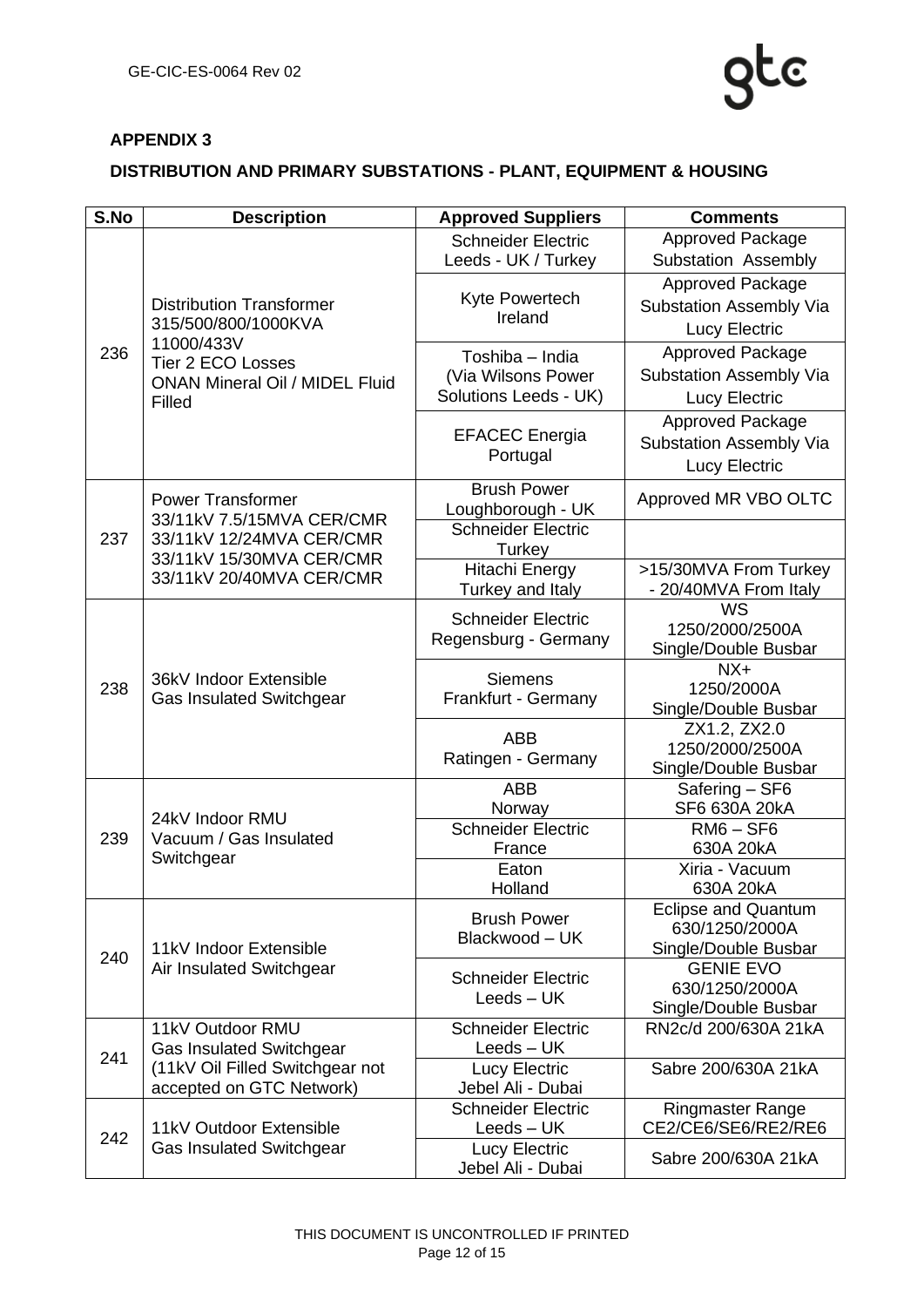**APPENDIX 3**

**DISTRIBUTION AND PRIMARY SUBSTATIONS - PLANT, EQUIPMENT & HOUSING**

| S.No | Description | Approved Suppliers | Comments |
|---|---|---|---|
| 236 | Distribution Transformer 315/500/800/1000KVA 11000/433V Tier 2 ECO Losses ONAN Mineral Oil / MIDEL Fluid Filled | Schneider Electric Leeds - UK / Turkey | Approved Package Substation Assembly |
| | | Kyte Powertech Ireland | Approved Package Substation Assembly Via Lucy Electric |
| | | Toshiba – India (Via Wilsons Power Solutions Leeds - UK) | Approved Package Substation Assembly Via Lucy Electric |
| | | EFACEC Energia Portugal | Approved Package Substation Assembly Via Lucy Electric |
| 237 | Power Transformer 33/11kV 7.5/15MVA CER/CMR 33/11kV 12/24MVA CER/CMR 33/11kV 15/30MVA CER/CMR 33/11kV 20/40MVA CER/CMR | Brush Power Loughborough - UK | Approved MR VBO OLTC |
| | | Schneider Electric Turkey | |
| | | Hitachi Energy Turkey and Italy | >15/30MVA From Turkey - 20/40MVA From Italy |
| 238 | 36kV Indoor Extensible Gas Insulated Switchgear | Schneider Electric Regensburg - Germany | WS 1250/2000/2500A Single/Double Busbar |
| | | Siemens Frankfurt - Germany | NX+ 1250/2000A Single/Double Busbar |
| | | ABB Ratingen - Germany | ZX1.2, ZX2.0 1250/2000/2500A Single/Double Busbar |
| 239 | 24kV Indoor RMU Vacuum / Gas Insulated Switchgear | ABB Norway | Safering – SF6 SF6 630A 20kA |
| | | Schneider Electric France | RM6 – SF6 630A 20kA |
| | | Eaton Holland | Xiria - Vacuum 630A 20kA |
| 240 | 11kV Indoor Extensible Air Insulated Switchgear | Brush Power Blackwood – UK | Eclipse and Quantum 630/1250/2000A Single/Double Busbar |
| | | Schneider Electric Leeds – UK | GENIE EVO 630/1250/2000A Single/Double Busbar |
| 241 | 11kV Outdoor RMU Gas Insulated Switchgear (11kV Oil Filled Switchgear not accepted on GTC Network) | Schneider Electric Leeds – UK | RN2c/d 200/630A 21kA |
| | | Lucy Electric Jebel Ali - Dubai | Sabre 200/630A 21kA |
| 242 | 11kV Outdoor Extensible Gas Insulated Switchgear | Schneider Electric Leeds – UK | Ringmaster Range CE2/CE6/SE6/RE2/RE6 |
| | | Lucy Electric Jebel Ali - Dubai | Sabre 200/630A 21kA |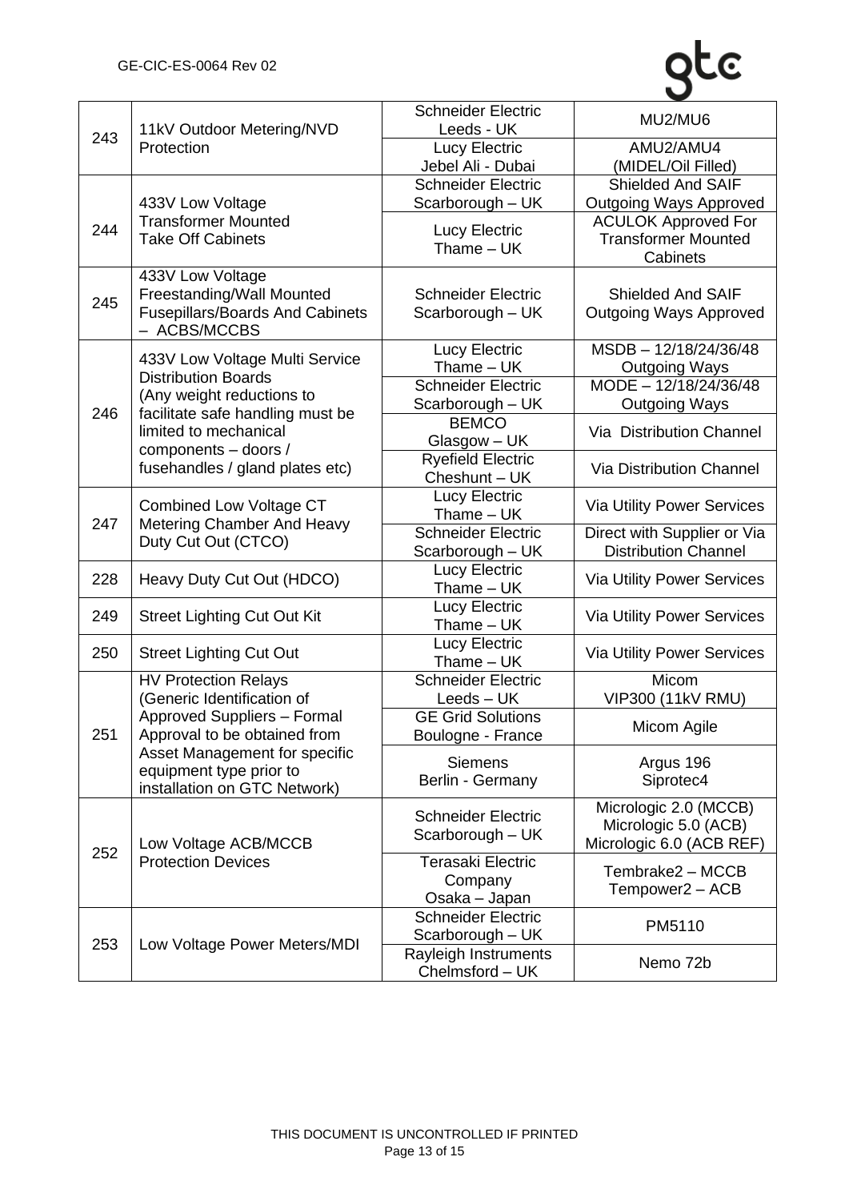| | | | |
|---|---|---|---|
| 243 | 11kV Outdoor Metering/NVD Protection | Schneider Electric Leeds - UK | MU2/MU6 |
| | | Lucy Electric Jebel Ali - Dubai | AMU2/AMU4 (MIDEL/Oil Filled) |
| 244 | 433V Low Voltage Transformer Mounted Take Off Cabinets | Schneider Electric Scarborough – UK | Shielded And SAIF Outgoing Ways Approved |
| | | Lucy Electric Thame – UK | ACULOK Approved For Transformer Mounted Cabinets |
| 245 | 433V Low Voltage Freestanding/Wall Mounted Fusepillars/Boards And Cabinets – ACBS/MCCBS | Schneider Electric Scarborough – UK | Shielded And SAIF Outgoing Ways Approved |
| 246 | 433V Low Voltage Multi Service Distribution Boards (Any weight reductions to facilitate safe handling must be limited to mechanical components – doors / fusehandles / gland plates etc) | Lucy Electric Thame – UK | MSDB – 12/18/24/36/48 Outgoing Ways |
| | | Schneider Electric Scarborough – UK | MODE – 12/18/24/36/48 Outgoing Ways |
| | | BEMCO Glasgow – UK | Via Distribution Channel |
| | | Ryefield Electric Cheshunt – UK | Via Distribution Channel |
| 247 | Combined Low Voltage CT Metering Chamber And Heavy Duty Cut Out (CTCO) | Lucy Electric Thame – UK | Via Utility Power Services |
| | | Schneider Electric Scarborough – UK | Direct with Supplier or Via Distribution Channel |
| 228 | Heavy Duty Cut Out (HDCO) | Lucy Electric Thame – UK | Via Utility Power Services |
| 249 | Street Lighting Cut Out Kit | Lucy Electric Thame – UK | Via Utility Power Services |
| 250 | Street Lighting Cut Out | Lucy Electric Thame – UK | Via Utility Power Services |
| 251 | HV Protection Relays (Generic Identification of Approved Suppliers – Formal Approval to be obtained from Asset Management for specific equipment type prior to installation on GTC Network) | Schneider Electric Leeds – UK | Micom VIP300 (11kV RMU) |
| | | GE Grid Solutions Boulogne - France | Micom Agile |
| | | Siemens Berlin - Germany | Argus 196 Siprotec4 |
| 252 | Low Voltage ACB/MCCB Protection Devices | Schneider Electric Scarborough – UK | Micrologic 2.0 (MCCB) Micrologic 5.0 (ACB) Micrologic 6.0 (ACB REF) |
| | | Terasaki Electric Company Osaka – Japan | Tembrake2 – MCCB Tempower2 – ACB |
| 253 | Low Voltage Power Meters/MDI | Schneider Electric Scarborough – UK | PM5110 |
| | | Rayleigh Instruments Chelmsford – UK | Nemo 72b |

THIS DOCUMENT IS UNCONTROLLED IF PRINTED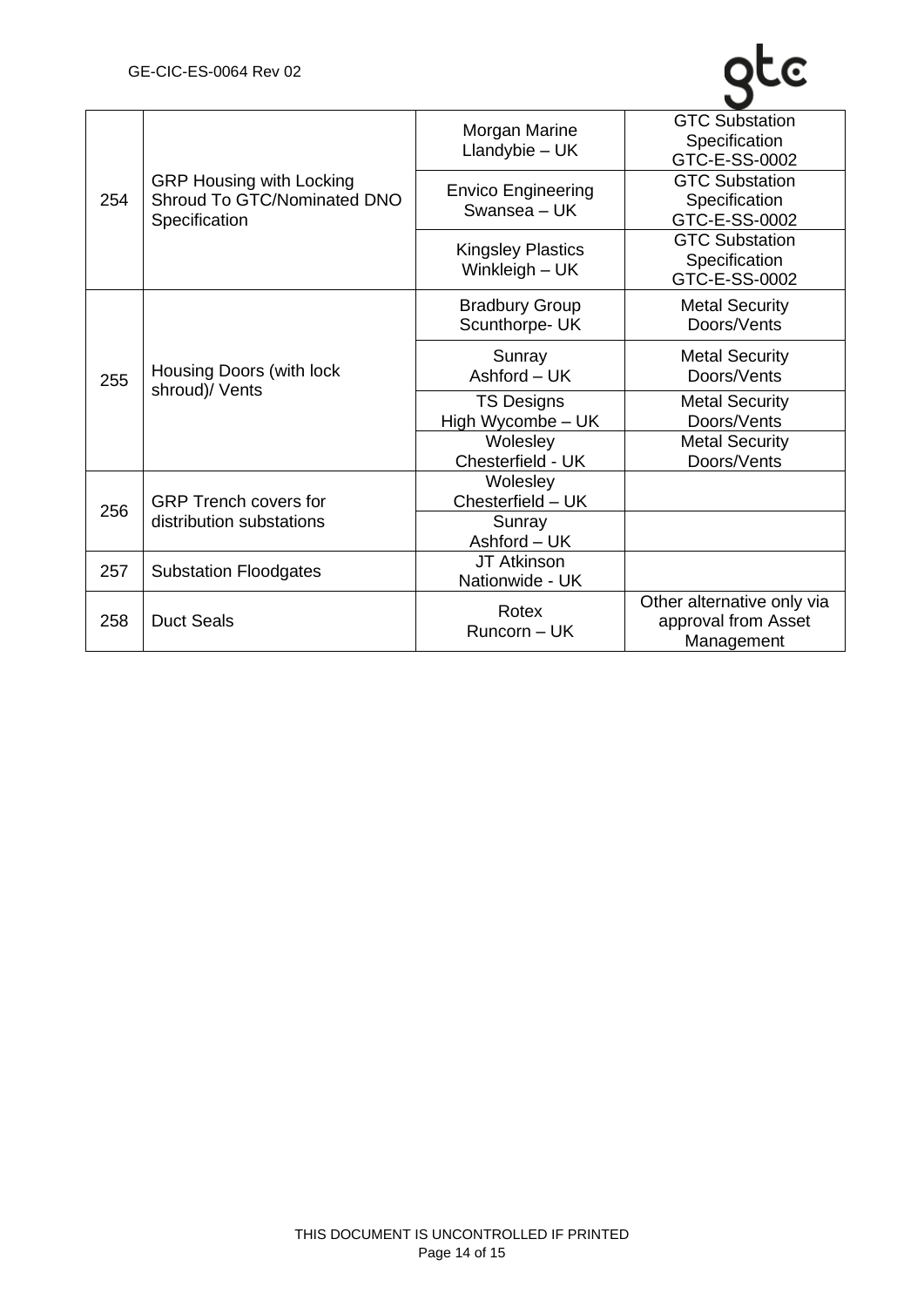| | | | |
|---|---|---|---|
| 254 | GRP Housing with Locking Shroud To GTC/Nominated DNO Specification | Morgan Marine Llandybie – UK | GTC Substation Specification GTC-E-SS-0002 |
| | | Envico Engineering Swansea – UK | GTC Substation Specification GTC-E-SS-0002 |
| | | Kingsley Plastics Winkleigh – UK | GTC Substation Specification GTC-E-SS-0002 |
| 255 | Housing Doors (with lock shroud)/ Vents | Bradbury Group Scunthorpe- UK | Metal Security Doors/Vents |
| | | Sunray Ashford – UK | Metal Security Doors/Vents |
| | | TS Designs High Wycombe – UK | Metal Security Doors/Vents |
| | | Wolesley Chesterfield - UK | Metal Security Doors/Vents |
| 256 | GRP Trench covers for distribution substations | Wolesley Chesterfield – UK | |
| | | Sunray Ashford – UK | |
| 257 | Substation Floodgates | JT Atkinson Nationwide - UK | |
| 258 | Duct Seals | Rotex Runcorn – UK | Other alternative only via approval from Asset Management |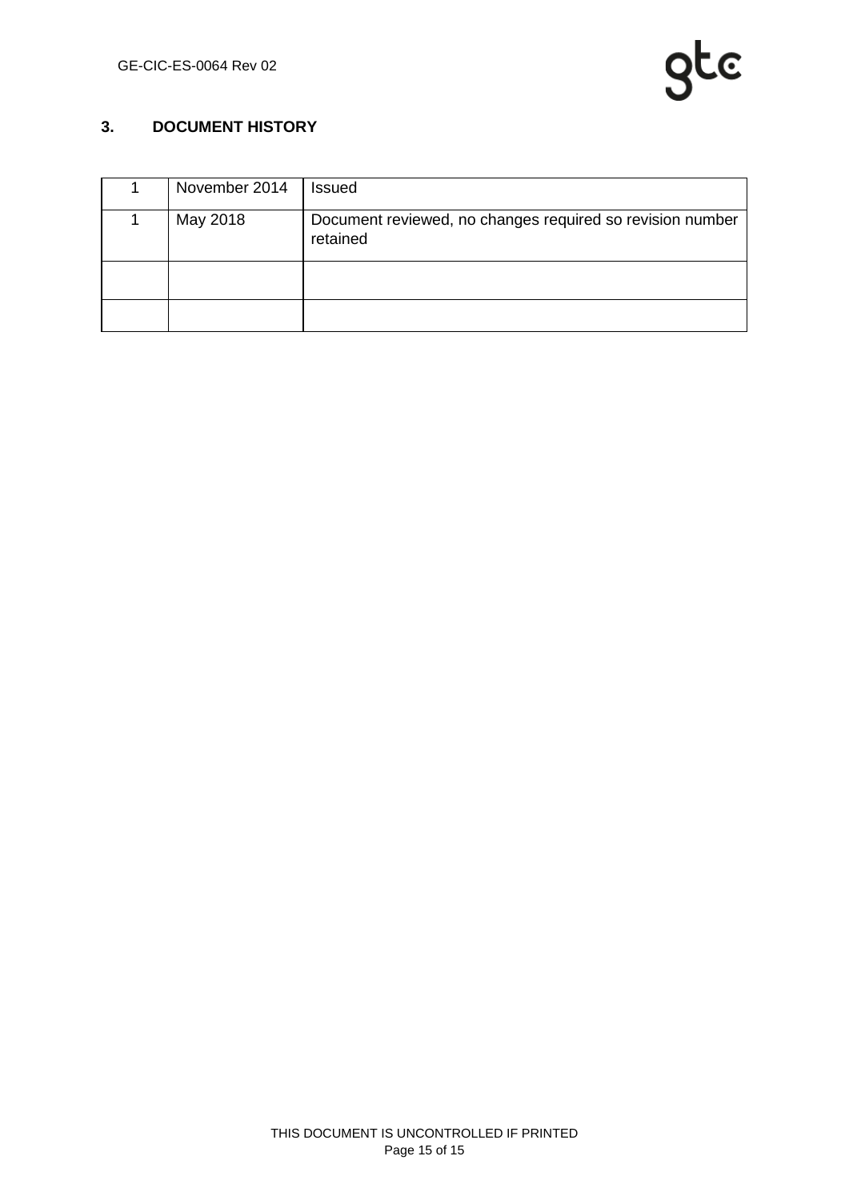## 3. DOCUMENT HISTORY

| | | |
|---|---|---|
| 1 | November 2014 | Issued |
| 1 | May 2018 | Document reviewed, no changes required so revision number retained |
| | | |
| | | |

THIS DOCUMENT IS UNCONTROLLED IF PRINTED